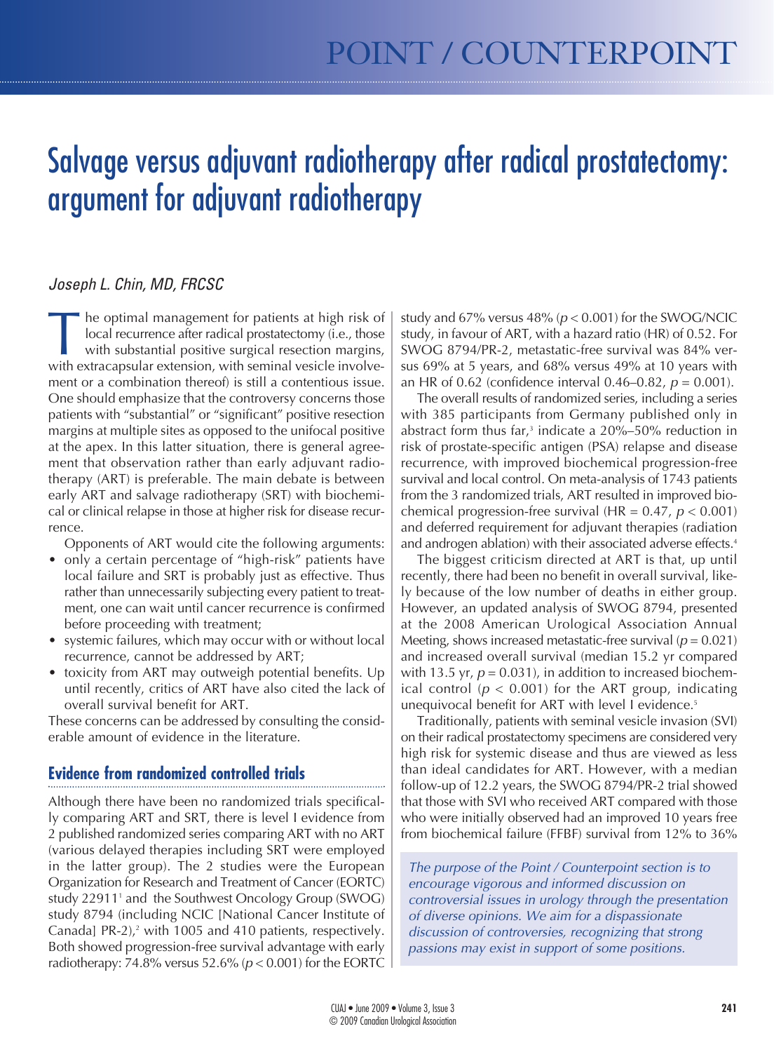POINT / COUNTERPOINT

# Salvage versus adjuvant radiotherapy after radical prostatectomy: argument for adjuvant radiotherapy

*Joseph L. Chin, MD, FRCSC*

The optimal management for patients at high risk of local recurrence after radical prostatectomy (i.e., those with substantial positive surgical resection margins, with extracapsular extension, with seminal vesicle involvement or a combination thereof) is still a contentious issue. One should emphasize that the controversy concerns those patients with "substantial" or "significant" positive resection margins at multiple sites as opposed to the unifocal positive at the apex. In this latter situation, there is general agreement that observation rather than early adjuvant radiotherapy (ART) is preferable. The main debate is between early ART and salvage radiotherapy (SRT) with biochemical or clinical relapse in those at higher risk for disease recurrence.

Opponents of ART would cite the following arguments:

- only a certain percentage of "high-risk" patients have local failure and SRT is probably just as effective. Thus rather than unnecessarily subjecting every patient to treatment, one can wait until cancer recurrence is confirmed before proceeding with treatment;
- systemic failures, which may occur with or without local recurrence, cannot be addressed by ART;
- toxicity from ART may outweigh potential benefits. Up until recently, critics of ART have also cited the lack of overall survival benefit for ART.

These concerns can be addressed by consulting the considerable amount of evidence in the literature.

## Evidence from randomized controlled trials

Although there have been no randomized trials specifically comparing ART and SRT, there is level I evidence from 2 published randomized series comparing ART with no ART (various delayed therapies including SRT were employed in the latter group). The 2 studies were the European Organization for Research and Treatment of Cancer (EORTC) study 22911[1] and the Southwest Oncology Group (SWOG) study 8794 (including NCIC [National Cancer Institute of Canada] PR-2),[2] with 1005 and 410 patients, respectively. Both showed progression-free survival advantage with early radiotherapy: 74.8% versus 52.6% ($p < 0.001$) for the EORTC study and 67% versus 48% ($p < 0.001$) for the SWOG/NCIC study, in favour of ART, with a hazard ratio (HR) of 0.52. For SWOG 8794/PR-2, metastatic-free survival was 84% versus 69% at 5 years, and 68% versus 49% at 10 years with an HR of 0.62 (confidence interval 0.46–0.82, $p = 0.001$).

The overall results of randomized series, including a series with 385 participants from Germany published only in abstract form thus far,[3] indicate a 20%–50% reduction in risk of prostate-specific antigen (PSA) relapse and disease recurrence, with improved biochemical progression-free survival and local control. On meta-analysis of 1743 patients from the 3 randomized trials, ART resulted in improved biochemical progression-free survival (HR = 0.47, $p < 0.001$) and deferred requirement for adjuvant therapies (radiation and androgen ablation) with their associated adverse effects.[4]

The biggest criticism directed at ART is that, up until recently, there had been no benefit in overall survival, likely because of the low number of deaths in either group. However, an updated analysis of SWOG 8794, presented at the 2008 American Urological Association Annual Meeting, shows increased metastatic-free survival ($p = 0.021$) and increased overall survival (median 15.2 yr compared with 13.5 yr, $p = 0.031$), in addition to increased biochemical control ($p < 0.001$) for the ART group, indicating unequivocal benefit for ART with level I evidence.[5]

Traditionally, patients with seminal vesicle invasion (SVI) on their radical prostatectomy specimens are considered very high risk for systemic disease and thus are viewed as less than ideal candidates for ART. However, with a median follow-up of 12.2 years, the SWOG 8794/PR-2 trial showed that those with SVI who received ART compared with those who were initially observed had an improved 10 years free from biochemical failure (FFBF) survival from 12% to 36%

*The purpose of the Point / Counterpoint section is to encourage vigorous and informed discussion on controversial issues in urology through the presentation of diverse opinions. We aim for a dispassionate discussion of controversies, recognizing that strong passions may exist in support of some positions.*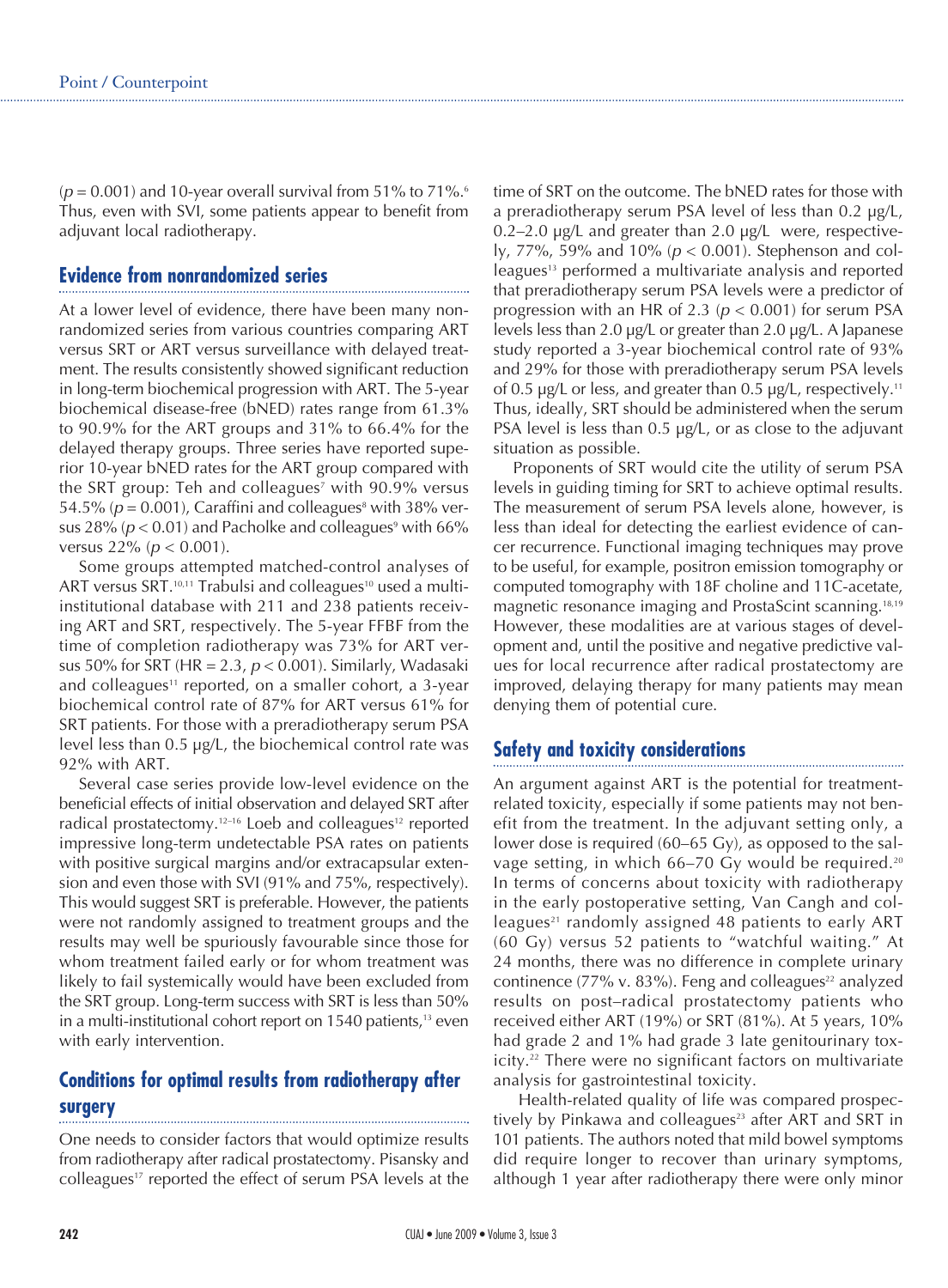($p = 0.001$) and 10-year overall survival from 51% to 71%.[6] Thus, even with SVI, some patients appear to benefit from adjuvant local radiotherapy.

## Evidence from nonrandomized series

At a lower level of evidence, there have been many nonrandomized series from various countries comparing ART versus SRT or ART versus surveillance with delayed treatment. The results consistently showed significant reduction in long-term biochemical progression with ART. The 5-year biochemical disease-free (bNED) rates range from 61.3% to 90.9% for the ART groups and 31% to 66.4% for the delayed therapy groups. Three series have reported superior 10-year bNED rates for the ART group compared with the SRT group: Teh and colleagues[7] with 90.9% versus 54.5% ($p = 0.001$), Caraffini and colleagues[8] with 38% versus 28% ($p < 0.01$) and Pacholke and colleagues[9] with 66% versus 22% ($p < 0.001$).

Some groups attempted matched-control analyses of ART versus SRT.[10,11] Trabulsi and colleagues[10] used a multi-institutional database with 211 and 238 patients receiving ART and SRT, respectively. The 5-year FFBF from the time of completion radiotherapy was 73% for ART versus 50% for SRT (HR = 2.3, $p < 0.001$). Similarly, Wadasaki and colleagues[11] reported, on a smaller cohort, a 3-year biochemical control rate of 87% for ART versus 61% for SRT patients. For those with a preradiotherapy serum PSA level less than 0.5 µg/L, the biochemical control rate was 92% with ART.

Several case series provide low-level evidence on the beneficial effects of initial observation and delayed SRT after radical prostatectomy.[12–16] Loeb and colleagues[12] reported impressive long-term undetectable PSA rates on patients with positive surgical margins and/or extracapsular extension and even those with SVI (91% and 75%, respectively). This would suggest SRT is preferable. However, the patients were not randomly assigned to treatment groups and the results may well be spuriously favourable since those for whom treatment failed early or for whom treatment was likely to fail systemically would have been excluded from the SRT group. Long-term success with SRT is less than 50% in a multi-institutional cohort report on 1540 patients,[13] even with early intervention.

## Conditions for optimal results from radiotherapy after surgery

One needs to consider factors that would optimize results from radiotherapy after radical prostatectomy. Pisansky and colleagues[17] reported the effect of serum PSA levels at the time of SRT on the outcome. The bNED rates for those with a preradiotherapy serum PSA level of less than 0.2 µg/L, 0.2–2.0 µg/L and greater than 2.0 µg/L were, respectively, 77%, 59% and 10% ($p < 0.001$). Stephenson and colleagues[13] performed a multivariate analysis and reported that preradiotherapy serum PSA levels were a predictor of progression with an HR of 2.3 ($p < 0.001$) for serum PSA levels less than 2.0 µg/L or greater than 2.0 µg/L. A Japanese study reported a 3-year biochemical control rate of 93% and 29% for those with preradiotherapy serum PSA levels of 0.5 µg/L or less, and greater than 0.5 µg/L, respectively.[11] Thus, ideally, SRT should be administered when the serum PSA level is less than 0.5 µg/L, or as close to the adjuvant situation as possible.

Proponents of SRT would cite the utility of serum PSA levels in guiding timing for SRT to achieve optimal results. The measurement of serum PSA levels alone, however, is less than ideal for detecting the earliest evidence of cancer recurrence. Functional imaging techniques may prove to be useful, for example, positron emission tomography or computed tomography with 18F choline and 11C-acetate, magnetic resonance imaging and ProstaScint scanning.[18,19] However, these modalities are at various stages of development and, until the positive and negative predictive values for local recurrence after radical prostatectomy are improved, delaying therapy for many patients may mean denying them of potential cure.

## Safety and toxicity considerations

An argument against ART is the potential for treatment-related toxicity, especially if some patients may not benefit from the treatment. In the adjuvant setting only, a lower dose is required (60–65 Gy), as opposed to the salvage setting, in which 66–70 Gy would be required.[20] In terms of concerns about toxicity with radiotherapy in the early postoperative setting, Van Cangh and colleagues[21] randomly assigned 48 patients to early ART (60 Gy) versus 52 patients to "watchful waiting." At 24 months, there was no difference in complete urinary continence (77% v. 83%). Feng and colleagues[22] analyzed results on post–radical prostatectomy patients who received either ART (19%) or SRT (81%). At 5 years, 10% had grade 2 and 1% had grade 3 late genitourinary toxicity.[22] There were no significant factors on multivariate analysis for gastrointestinal toxicity.

Health-related quality of life was compared prospectively by Pinkawa and colleagues[23] after ART and SRT in 101 patients. The authors noted that mild bowel symptoms did require longer to recover than urinary symptoms, although 1 year after radiotherapy there were only minor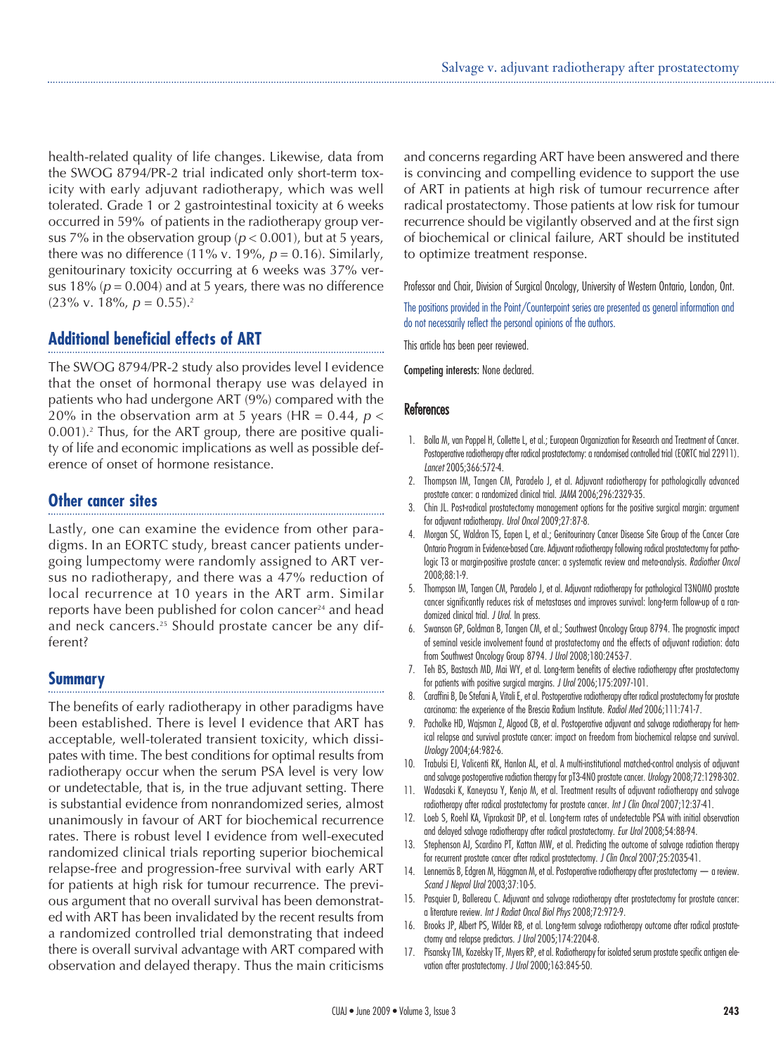health-related quality of life changes. Likewise, data from the SWOG 8794/PR-2 trial indicated only short-term toxicity with early adjuvant radiotherapy, which was well tolerated. Grade 1 or 2 gastrointestinal toxicity at 6 weeks occurred in 59% of patients in the radiotherapy group versus 7% in the observation group ($p < 0.001$), but at 5 years, there was no difference (11% v. 19%, $p = 0.16$). Similarly, genitourinary toxicity occurring at 6 weeks was 37% versus 18% ($p = 0.004$) and at 5 years, there was no difference (23% v. 18%, $p = 0.55$).[2]

## Additional beneficial effects of ART

The SWOG 8794/PR-2 study also provides level I evidence that the onset of hormonal therapy use was delayed in patients who had undergone ART (9%) compared with the 20% in the observation arm at 5 years (HR = 0.44, $p < 0.001$).[2] Thus, for the ART group, there are positive quality of life and economic implications as well as possible deference of onset of hormone resistance.

## Other cancer sites

Lastly, one can examine the evidence from other paradigms. In an EORTC study, breast cancer patients undergoing lumpectomy were randomly assigned to ART versus no radiotherapy, and there was a 47% reduction of local recurrence at 10 years in the ART arm. Similar reports have been published for colon cancer[24] and head and neck cancers.[25] Should prostate cancer be any different?

## Summary

The benefits of early radiotherapy in other paradigms have been established. There is level I evidence that ART has acceptable, well-tolerated transient toxicity, which dissipates with time. The best conditions for optimal results from radiotherapy occur when the serum PSA level is very low or undetectable, that is, in the true adjuvant setting. There is substantial evidence from nonrandomized series, almost unanimously in favour of ART for biochemical recurrence rates. There is robust level I evidence from well-executed randomized clinical trials reporting superior biochemical relapse-free and progression-free survival with early ART for patients at high risk for tumour recurrence. The previous argument that no overall survival has been demonstrated with ART has been invalidated by the recent results from a randomized controlled trial demonstrating that indeed there is overall survival advantage with ART compared with observation and delayed therapy. Thus the main criticisms and concerns regarding ART have been answered and there is convincing and compelling evidence to support the use of ART in patients at high risk of tumour recurrence after radical prostatectomy. Those patients at low risk for tumour recurrence should be vigilantly observed and at the first sign of biochemical or clinical failure, ART should be instituted to optimize treatment response.

Professor and Chair, Division of Surgical Oncology, University of Western Ontario, London, Ont.

The positions provided in the Point/Counterpoint series are presented as general information and do not necessarily reflect the personal opinions of the authors.

This article has been peer reviewed.

**Competing interests:** None declared.

### References

1. Bolla M, van Poppel H, Collette L, et al.; European Organization for Research and Treatment of Cancer. Postoperative radiotherapy after radical prostatectomy: a randomised controlled trial (EORTC trial 22911). *Lancet* 2005;366:572-4.
2. Thompson IM, Tangen CM, Paradelo J, et al. Adjuvant radiotherapy for pathologically advanced prostate cancer: a randomized clinical trial. *JAMA* 2006;296:2329-35.
3. Chin JL. Post-radical prostatectomy management options for the positive surgical margin: argument for adjuvant radiotherapy. *Urol Oncol* 2009;27:87-8.
4. Morgan SC, Waldron TS, Eapen L, et al.; Genitourinary Cancer Disease Site Group of the Cancer Care Ontario Program in Evidence-based Care. Adjuvant radiotherapy following radical prostatectomy for pathologic T3 or margin-positive prostate cancer: a systematic review and meta-analysis. *Radiother Oncol* 2008;88:1-9.
5. Thompson IM, Tangen CM, Paradelo J, et al. Adjuvant radiotherapy for pathological T3N0M0 prostate cancer significantly reduces risk of metastases and improves survival: long-term follow-up of a randomized clinical trial. *J Urol.* In press.
6. Swanson GP, Goldman B, Tangen CM, et al.; Southwest Oncology Group 8794. The prognostic impact of seminal vesicle involvement found at prostatectomy and the effects of adjuvant radiation: data from Southwest Oncology Group 8794. *J Urol* 2008;180:2453-7.
7. Teh BS, Bastasch MD, Mai WY, et al. Long-term benefits of elective radiotherapy after prostatectomy for patients with positive surgical margins. *J Urol* 2006;175:2097-101.
8. Caraffini B, De Stefani A, Vitali E, et al. Postoperative radiotherapy after radical prostatectomy for prostate carcinoma: the experience of the Brescia Radium Institute. *Radiol Med* 2006;111:741-7.
9. Pacholke HD, Wajsman Z, Algood CB, et al. Postoperative adjuvant and salvage radiotherapy for hemical relapse and survival prostate cancer: impact on freedom from biochemical relapse and survival. *Urology* 2004;64:982-6.
10. Trabulsi EJ, Valicenti RK, Hanlon AL, et al. A multi-institutional matched-control analysis of adjuvant and salvage postoperative radiation therapy for pT3-4N0 prostate cancer. *Urology* 2008;72:1298-302.
11. Wadasaki K, Kaneyasu Y, Kenjo M, et al. Treatment results of adjuvant radiotherapy and salvage radiotherapy after radical prostatectomy for prostate cancer. *Int J Clin Oncol* 2007;12:37-41.
12. Loeb S, Roehl KA, Viprakasit DP, et al. Long-term rates of undetectable PSA with initial observation and delayed salvage radiotherapy after radical prostatectomy. *Eur Urol* 2008;54:88-94.
13. Stephenson AJ, Scardino PT, Kattan MW, et al. Predicting the outcome of salvage radiation therapy for recurrent prostate cancer after radical prostatectomy. *J Clin Oncol* 2007;25:2035-41.
14. Lennernäs B, Edgren M, Häggman M, et al. Postoperative radiotherapy after prostatectomy — a review. *Scand J Neprol Urol* 2003;37:10-5.
15. Pasquier D, Ballereau C. Adjuvant and salvage radiotherapy after prostatectomy for prostate cancer: a literature review. *Int J Radiat Oncol Biol Phys* 2008;72:972-9.
16. Brooks JP, Albert PS, Wilder RB, et al. Long-term salvage radiotherapy outcome after radical prostatectomy and relapse predictors. *J Urol* 2005;174:2204-8.
17. Pisansky TM, Kozelsky TF, Myers RP, et al. Radiotherapy for isolated serum prostate specific antigen elevation after prostatectomy. *J Urol* 2000;163:845-50.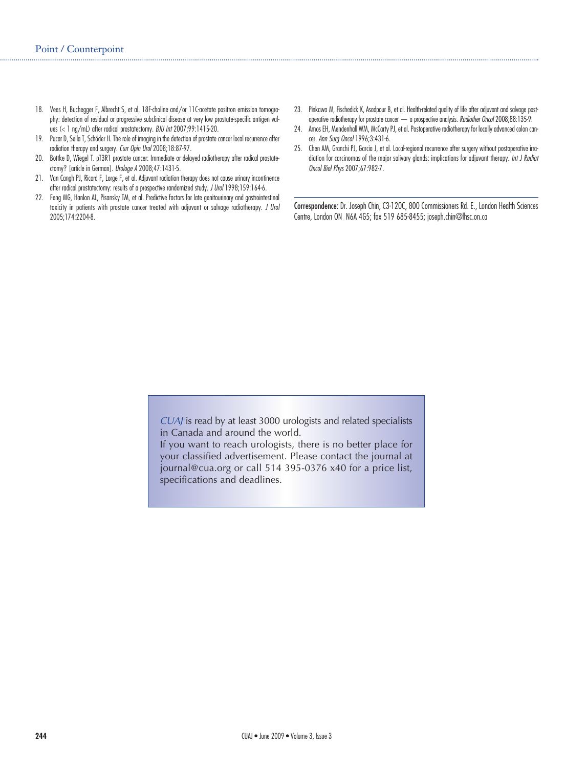18. Vees H, Buchegger F, Albrecht S, et al. 18F-choline and/or 11C-acetate positron emission tomography: detection of residual or progressive subclinical disease at very low prostate-specific antigen values (< 1 ng/mL) after radical prostatectomy. *BJU Int* 2007;99:1415-20.
19. Pucar D, Sella T, Schöder H. The role of imaging in the detection of prostate cancer local recurrence after radiation therapy and surgery. *Curr Opin Urol* 2008;18:87-97.
20. Bottke D, Wiegel T. pT3R1 prostate cancer: Immediate or delayed radiotherapy after radical prostatectomy? [article in German]. *Urologe A* 2008;47:1431-5.
21. Van Cangh PJ, Ricard F, Lorge F, et al. Adjuvant radiation therapy does not cause urinary incontinence after radical prostatectomy: results of a prospective randomized study. *J Urol* 1998;159:164-6.
22. Feng MG, Hanlon AL, Pisansky TM, et al. Predictive factors for late genitourinary and gastrointestinal toxicity in patients with prostate cancer treated with adjuvant or salvage radiotherapy. *J Urol* 2005;174:2204-8.
23. Pinkawa M, Fischedick K, Asadpour B, et al. Health-related quality of life after adjuvant and salvage postoperative radiotherapy for prostate cancer — a prospective analysis. *Radiother Oncol* 2008;88:135-9.
24. Amos EH, Mendenhall WM, McCarty PJ, et al. Postoperative radiotherapy for locally advanced colon cancer. *Ann Surg Oncol* 1996;3:431-6.
25. Chen AM, Granchi PJ, Garcia J, et al. Local-regional recurrence after surgery without postoperative irradiation for carcinomas of the major salivary glands: implications for adjuvant therapy. *Int J Radiat Oncol Biol Phys* 2007;67:982-7.

**Correspondence:** Dr. Joseph Chin, C3-120C, 800 Commissioners Rd. E., London Health Sciences Centre, London ON N6A 4G5; fax 519 685-8455; joseph.chin@lhsc.on.ca

*CUAJ* is read by at least 3000 urologists and related specialists in Canada and around the world.
If you want to reach urologists, there is no better place for your classified advertisement. Please contact the journal at journal@cua.org or call 514 395-0376 x40 for a price list, specifications and deadlines.